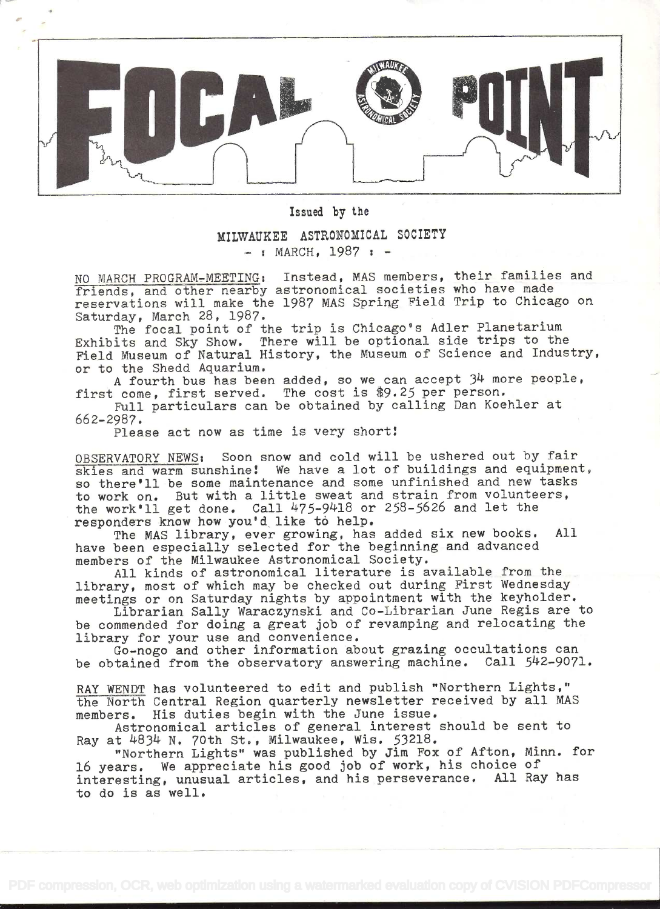# FOCAL POINT

Issued by the

MILWAUKEE ASTRONOMICAL SOCIETY

- : MARCH, 1987 : -

NO MARCH PROGRAM-MEETING: Instead, MAS members, their families and friends, and other nearby astronomical societies who have made reservations will make the 1987 MAS Spring Field Trip to Chicago on Saturday, March 28, 1987.

The focal point of the trip is Chicago's Adler Planetarium Exhibits and Sky Show. There will be optional side trips to the Field Museum of Natural History, the Museum of Science and Industry, or to the Shedd Aquarium.

A fourth bus has been added, so we can accept 34 more people, first come, first served. The cost is $9.25 per person.

Full particulars can be obtained by calling Dan Koehler at 662-2987.

Please act now as time is very short!

OBSERVATORY NEWS: Soon snow and cold will be ushered out by fair skies and warm sunshine! We have a lot of buildings and equipment, so there'll be some maintenance and some unfinished and new tasks to work on. But with a little sweat and strain from volunteers, the work'll get done. Call 475-9418 or 258-5626 and let the responders know how you'd like to help.

The MAS library, ever growing, has added six new books. All have been especially selected for the beginning and advanced members of the Milwaukee Astronomical Society.

All kinds of astronomical literature is available from the library, most of which may be checked out during First Wednesday meetings or on Saturday nights by appointment with the keyholder.

Librarian Sally Waraczynski and Co-Librarian June Regis are to be commended for doing a great job of revamping and relocating the library for your use and convenience.

Go-nogo and other information about grazing occultations can be obtained from the observatory answering machine. Call 542-9071.

RAY WENDT has volunteered to edit and publish "Northern Lights," the North Central Region quarterly newsletter received by all MAS members. His duties begin with the June issue.

Astronomical articles of general interest should be sent to Ray at 4834 N. 70th St., Milwaukee, Wis. 53218.

"Northern Lights" was published by Jim Fox of Afton, Minn. for 16 years. We appreciate his good job of work, his choice of interesting, unusual articles, and his perseverance. All Ray has to do is as well.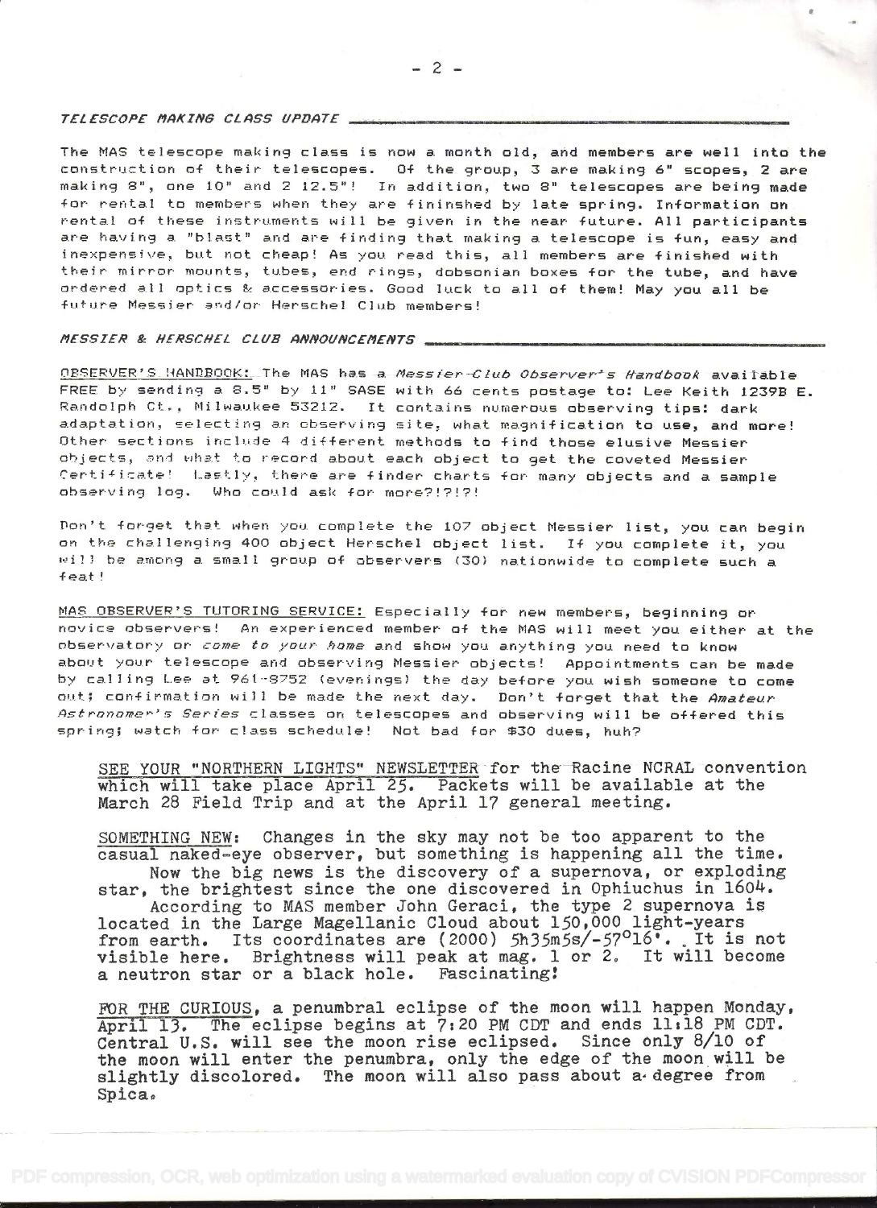## *TELESCOPE MAKING CLASS UPDATE*

The MAS telescope making class is now a month old, and members are well into the construction of their telescopes. Of the group, 3 are making 6" scopes, 2 are making 8", one 10" and 2 12.5"! In addition, two 8" telescopes are being made for rental to members when they are fininshed by late spring. Information on rental of these instruments will be given in the near future. All participants are having a "blast" and are finding that making a telescope is fun, easy and inexpensive, but not cheap! As you read this, all members are finished with their mirror mounts, tubes, end rings, dobsonian boxes for the tube, and have ordered all optics & accessories. Good luck to all of them! May you all be future Messier and/or Herschel Club members!

## *MESSIER & HERSCHEL CLUB ANNOUNCEMENTS*

OBSERVER'S HANDBOOK: The MAS has a *Messier-Club Observer's Handbook* available FREE by sending a 8.5" by 11" SASE with 66 cents postage to: Lee Keith 1239B E. Randolph Ct., Milwaukee 53212. It contains numerous observing tips: dark adaptation, selecting an observing site, what magnification to use, and more! Other sections include 4 different methods to find those elusive Messier objects, and what to record about each object to get the coveted Messier Certificate! Lastly, there are finder charts for many objects and a sample observing log. Who could ask for more?!?!?!

Don't forget that when you complete the 107 object Messier list, you can begin on the challenging 400 object Herschel object list. If you complete it, you will be among a small group of observers (30) nationwide to complete such a feat!

MAS OBSERVER'S TUTORING SERVICE: Especially for new members, beginning or novice observers! An experienced member of the MAS will meet you either at the observatory or *come to your home* and show you anything you need to know about your telescope and observing Messier objects! Appointments can be made by calling Lee at 961-8752 (evenings) the day before you wish someone to come out; confirmation will be made the next day. Don't forget that the *Amateur Astronomer's Series* classes on telescopes and observing will be offered this spring; watch for class schedule! Not bad for $30 dues, huh?

SEE YOUR "NORTHERN LIGHTS" NEWSLETTER for the Racine NCRAL convention which will take place April 25. Packets will be available at the March 28 Field Trip and at the April 17 general meeting.

SOMETHING NEW: Changes in the sky may not be too apparent to the casual naked-eye observer, but something is happening all the time.

Now the big news is the discovery of a supernova, or exploding star, the brightest since the one discovered in Ophiuchus in 1604.

According to MAS member John Geraci, the type 2 supernova is located in the Large Magellanic Cloud about 150,000 light-years from earth. Its coordinates are (2000) 5h35m5s/-57°16'. It is not visible here. Brightness will peak at mag. 1 or 2. It will become a neutron star or a black hole. Fascinating!

FOR THE CURIOUS, a penumbral eclipse of the moon will happen Monday, April 13. The eclipse begins at 7:20 PM CDT and ends 11:18 PM CDT. Central U.S. will see the moon rise eclipsed. Since only 8/10 of the moon will enter the penumbra, only the edge of the moon will be slightly discolored. The moon will also pass about a degree from Spica.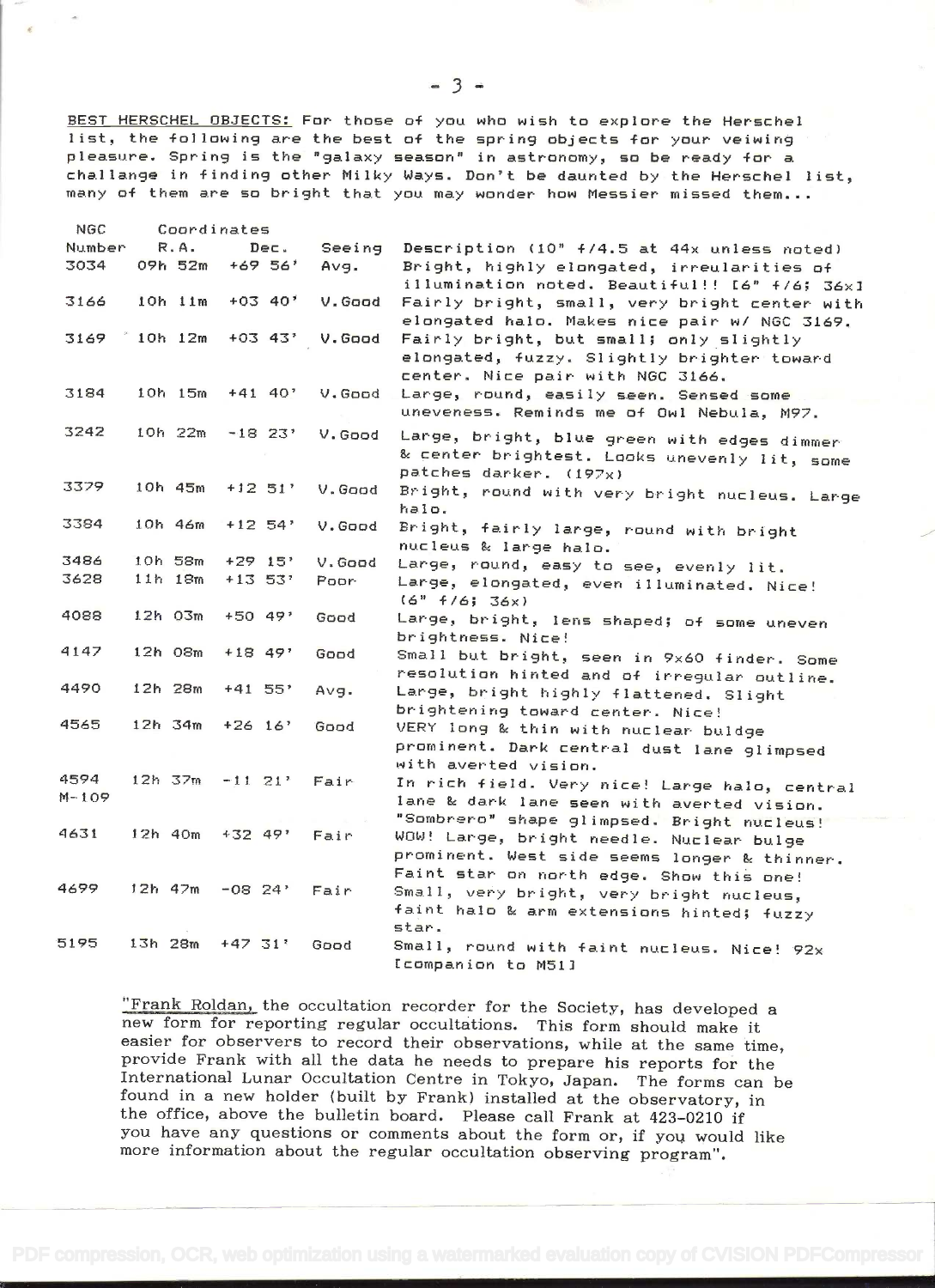**BEST HERSCHEL OBJECTS:** For those of you who wish to explore the Herschel list, the following are the best of the spring objects for your veiwing pleasure. Spring is the "galaxy season" in astronomy, so be ready for a challange in finding other Milky Ways. Don't be daunted by the Herschel list, many of them are so bright that you may wonder how Messier missed them...

| NGC Number | Coordinates R.A. | Dec. | Seeing | Description (10" f/4.5 at 44x unless noted) |
|---|---|---|---|---|
| 3034 | 09h 52m | +69 56' | Avg. | Bright, highly elongated, irregularities of illumination noted. Beautiful!! [6" f/6; 36x] |
| 3166 | 10h 11m | +03 40' | V.Good | Fairly bright, small, very bright center with elongated halo. Makes nice pair w/ NGC 3169. |
| 3169 | 10h 12m | +03 43' | V.Good | Fairly bright, but small; only slightly elongated, fuzzy. Slightly brighter toward center. Nice pair with NGC 3166. |
| 3184 | 10h 15m | +41 40' | V.Good | Large, round, easily seen. Sensed some uneveness. Reminds me of Owl Nebula, M97. |
| 3242 | 10h 22m | -18 23' | V.Good | Large, bright, blue green with edges dimmer & center brightest. Looks unevenly lit, some patches darker. (197x) |
| 3379 | 10h 45m | +12 51' | V.Good | Bright, round with very bright nucleus. Large halo. |
| 3384 | 10h 46m | +12 54' | V.Good | Bright, fairly large, round with bright nucleus & large halo. |
| 3486 | 10h 58m | +29 15' | V.Good | Large, round, easy to see, evenly lit. |
| 3628 | 11h 18m | +13 53' | Poor | Large, elongated, even illuminated. Nice! (6" f/6; 36x) |
| 4088 | 12h 03m | +50 49' | Good | Large, bright, lens shaped; of some uneven brightness. Nice! |
| 4147 | 12h 08m | +18 49' | Good | Small but bright, seen in 9x60 finder. Some resolution hinted and of irregular outline. |
| 4490 | 12h 28m | +41 55' | Avg. | Large, bright highly flattened. Slight brightening toward center. Nice! |
| 4565 | 12h 34m | +26 16' | Good | VERY long & thin with nuclear buldge prominent. Dark central dust lane glimpsed with averted vision. |
| 4594 M-109 | 12h 37m | -11 21' | Fair | In rich field. Very nice! Large halo, central lane & dark lane seen with averted vision. "Sombrero" shape glimpsed. Bright nucleus! |
| 4631 | 12h 40m | +32 49' | Fair | WOW! Large, bright needle. Nuclear bulge prominent. West side seems longer & thinner. Faint star on north edge. Show this one! |
| 4699 | 12h 47m | -08 24' | Fair | Small, very bright, very bright nucleus, faint halo & arm extensions hinted; fuzzy star. |
| 5195 | 13h 28m | +47 31' | Good | Small, round with faint nucleus. Nice! 92x [companion to M51] |

"Frank Roldan, the occultation recorder for the Society, has developed a new form for reporting regular occultations. This form should make it easier for observers to record their observations, while at the same time, provide Frank with all the data he needs to prepare his reports for the International Lunar Occultation Centre in Tokyo, Japan. The forms can be found in a new holder (built by Frank) installed at the observatory, in the office, above the bulletin board. Please call Frank at 423-0210 if you have any questions or comments about the form or, if you would like more information about the regular occultation observing program".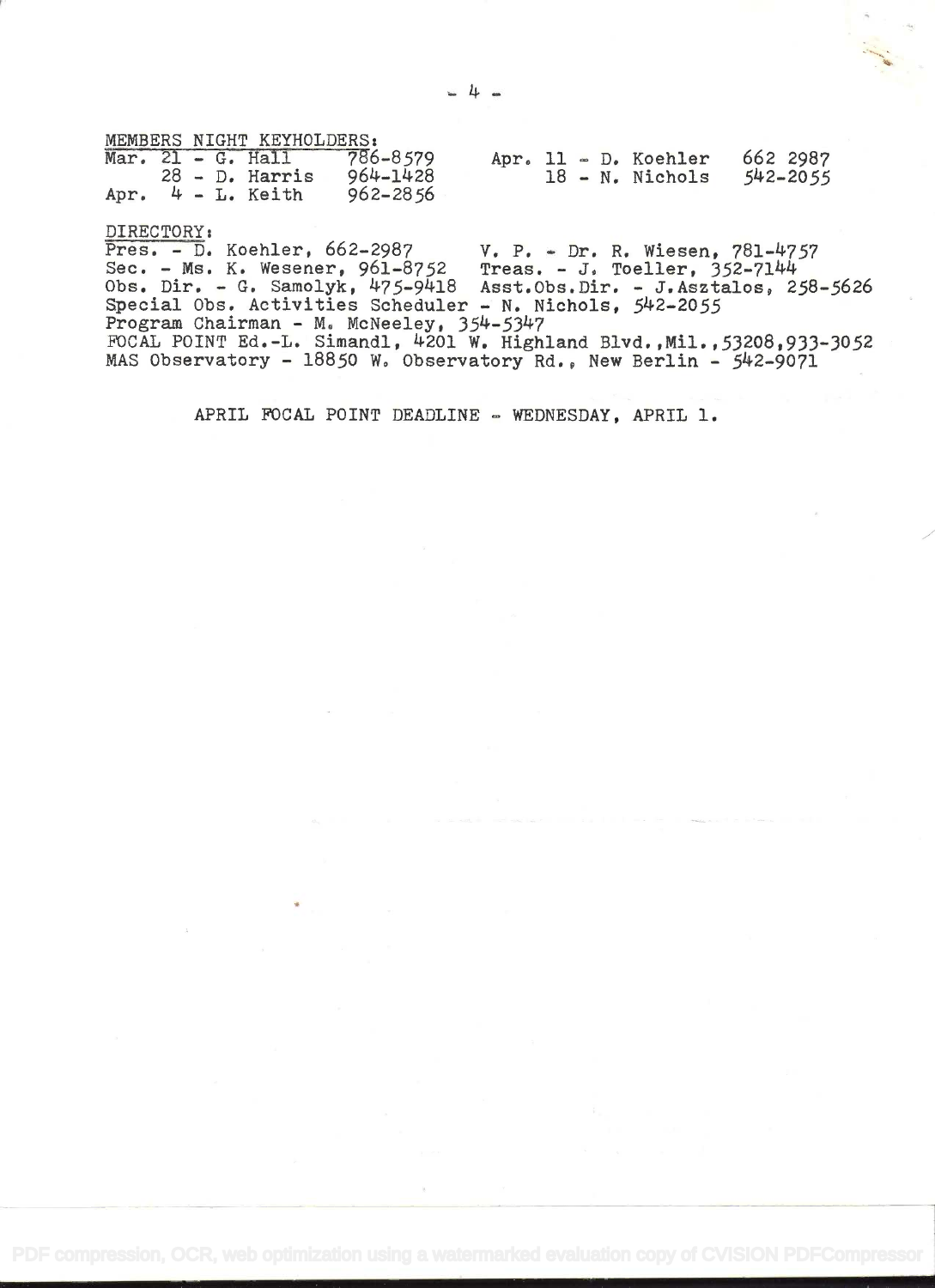MEMBERS NIGHT KEYHOLDERS:

| | | | |
|---|---|---|---|
| Mar. 21 - G. Hall | 786-8579 | Apr. 11 - D. Koehler | 662 2987 |
| 28 - D. Harris | 964-1428 | 18 - N. Nichols | 542-2055 |
| Apr. 4 - L. Keith | 962-2856 | | |

DIRECTORY:

Pres. - D. Koehler, 662-2987 V. P. - Dr. R. Wiesen, 781-4757
Sec. - Ms. K. Wesener, 961-8752 Treas. - J. Toeller, 352-7144
Obs. Dir. - G. Samolyk, 475-9418 Asst.Obs.Dir. - J.Asztalos, 258-5626
Special Obs. Activities Scheduler - N. Nichols, 542-2055
Program Chairman - M. McNeeley, 354-5347
FOCAL POINT Ed.-L. Simandl, 4201 W. Highland Blvd.,Mil.,53208,933-3052
MAS Observatory - 18850 W. Observatory Rd., New Berlin - 542-9071

APRIL FOCAL POINT DEADLINE - WEDNESDAY, APRIL 1.